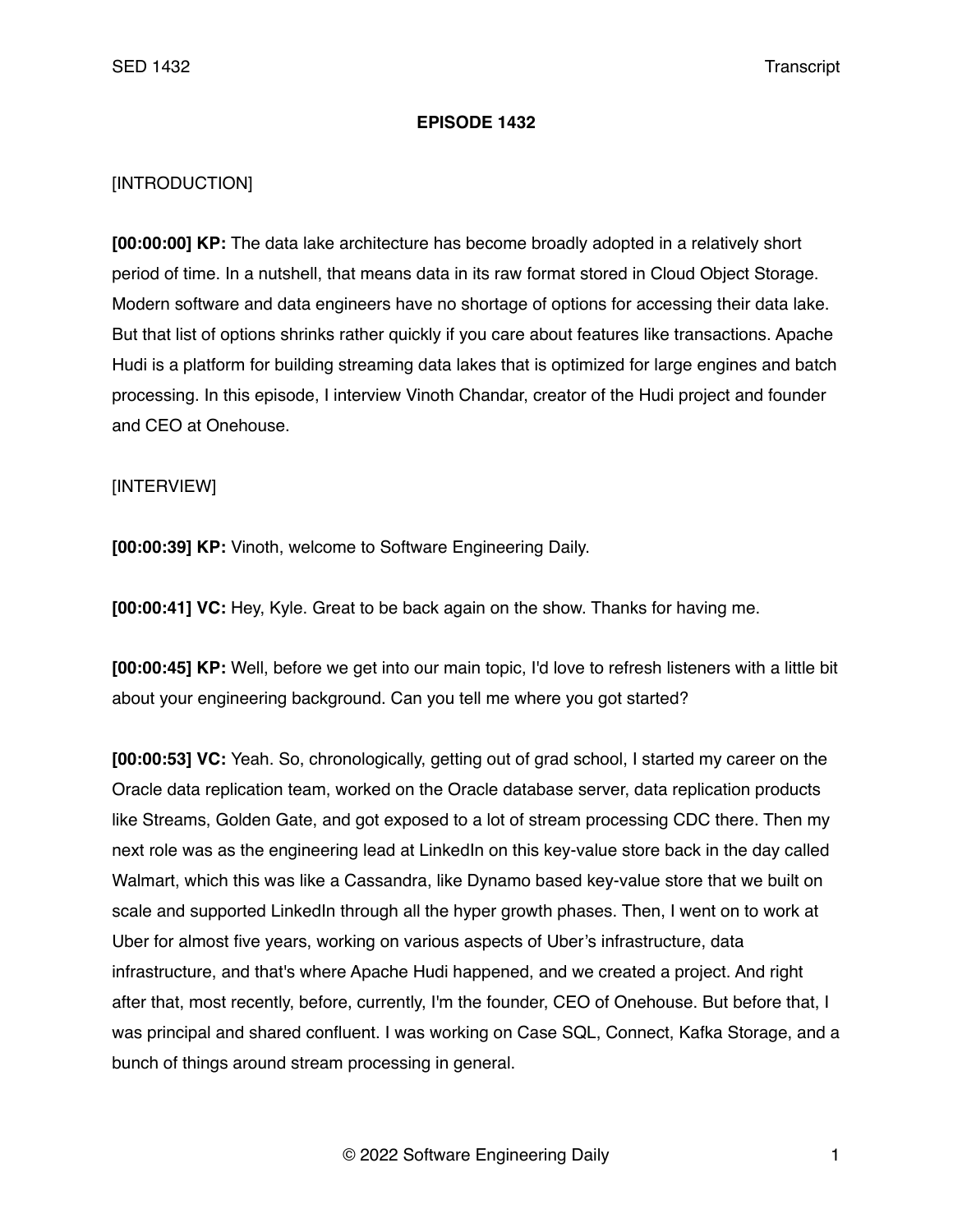**EPISODE 1432**

[INTRODUCTION]

**[00:00:00] KP:** The data lake architecture has become broadly adopted in a relatively short period of time. In a nutshell, that means data in its raw format stored in Cloud Object Storage. Modern software and data engineers have no shortage of options for accessing their data lake. But that list of options shrinks rather quickly if you care about features like transactions. Apache Hudi is a platform for building streaming data lakes that is optimized for large engines and batch processing. In this episode, I interview Vinoth Chandar, creator of the Hudi project and founder and CEO at Onehouse.

[INTERVIEW]

**[00:00:39] KP:** Vinoth, welcome to Software Engineering Daily.

**[00:00:41] VC:** Hey, Kyle. Great to be back again on the show. Thanks for having me.

**[00:00:45] KP:** Well, before we get into our main topic, I'd love to refresh listeners with a little bit about your engineering background. Can you tell me where you got started?

**[00:00:53] VC:** Yeah. So, chronologically, getting out of grad school, I started my career on the Oracle data replication team, worked on the Oracle database server, data replication products like Streams, Golden Gate, and got exposed to a lot of stream processing CDC there. Then my next role was as the engineering lead at LinkedIn on this key-value store back in the day called Walmart, which this was like a Cassandra, like Dynamo based key-value store that we built on scale and supported LinkedIn through all the hyper growth phases. Then, I went on to work at Uber for almost five years, working on various aspects of Uber's infrastructure, data infrastructure, and that's where Apache Hudi happened, and we created a project. And right after that, most recently, before, currently, I'm the founder, CEO of Onehouse. But before that, I was principal and shared confluent. I was working on Case SQL, Connect, Kafka Storage, and a bunch of things around stream processing in general.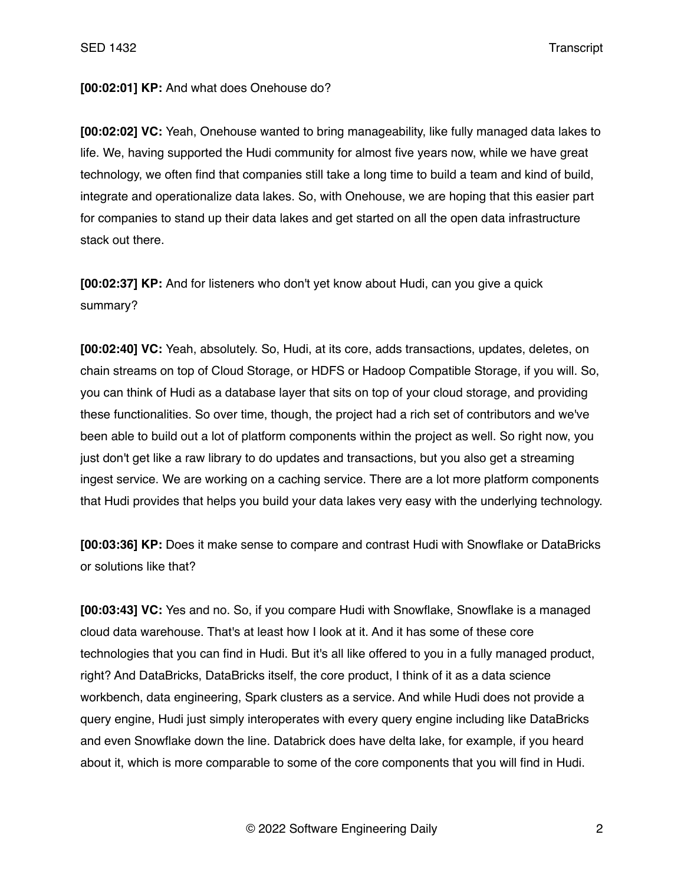**[00:02:01] KP:** And what does Onehouse do?

**[00:02:02] VC:** Yeah, Onehouse wanted to bring manageability, like fully managed data lakes to life. We, having supported the Hudi community for almost five years now, while we have great technology, we often find that companies still take a long time to build a team and kind of build, integrate and operationalize data lakes. So, with Onehouse, we are hoping that this easier part for companies to stand up their data lakes and get started on all the open data infrastructure stack out there.

**[00:02:37] KP:** And for listeners who don't yet know about Hudi, can you give a quick summary?

**[00:02:40] VC:** Yeah, absolutely. So, Hudi, at its core, adds transactions, updates, deletes, on chain streams on top of Cloud Storage, or HDFS or Hadoop Compatible Storage, if you will. So, you can think of Hudi as a database layer that sits on top of your cloud storage, and providing these functionalities. So over time, though, the project had a rich set of contributors and we've been able to build out a lot of platform components within the project as well. So right now, you just don't get like a raw library to do updates and transactions, but you also get a streaming ingest service. We are working on a caching service. There are a lot more platform components that Hudi provides that helps you build your data lakes very easy with the underlying technology.

**[00:03:36] KP:** Does it make sense to compare and contrast Hudi with Snowflake or DataBricks or solutions like that?

**[00:03:43] VC:** Yes and no. So, if you compare Hudi with Snowflake, Snowflake is a managed cloud data warehouse. That's at least how I look at it. And it has some of these core technologies that you can find in Hudi. But it's all like offered to you in a fully managed product, right? And DataBricks, DataBricks itself, the core product, I think of it as a data science workbench, data engineering, Spark clusters as a service. And while Hudi does not provide a query engine, Hudi just simply interoperates with every query engine including like DataBricks and even Snowflake down the line. Databrick does have delta lake, for example, if you heard about it, which is more comparable to some of the core components that you will find in Hudi.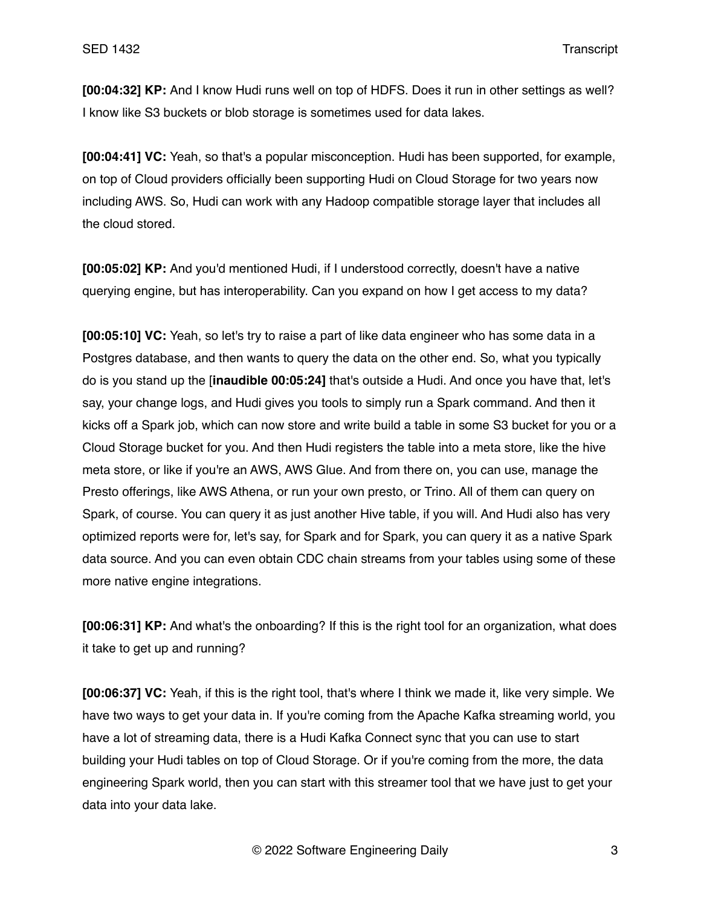**[00:04:32] KP:** And I know Hudi runs well on top of HDFS. Does it run in other settings as well? I know like S3 buckets or blob storage is sometimes used for data lakes.

**[00:04:41] VC:** Yeah, so that's a popular misconception. Hudi has been supported, for example, on top of Cloud providers officially been supporting Hudi on Cloud Storage for two years now including AWS. So, Hudi can work with any Hadoop compatible storage layer that includes all the cloud stored.

**[00:05:02] KP:** And you'd mentioned Hudi, if I understood correctly, doesn't have a native querying engine, but has interoperability. Can you expand on how I get access to my data?

**[00:05:10] VC:** Yeah, so let's try to raise a part of like data engineer who has some data in a Postgres database, and then wants to query the data on the other end. So, what you typically do is you stand up the [**inaudible 00:05:24**] that's outside a Hudi. And once you have that, let's say, your change logs, and Hudi gives you tools to simply run a Spark command. And then it kicks off a Spark job, which can now store and write build a table in some S3 bucket for you or a Cloud Storage bucket for you. And then Hudi registers the table into a meta store, like the hive meta store, or like if you're an AWS, AWS Glue. And from there on, you can use, manage the Presto offerings, like AWS Athena, or run your own presto, or Trino. All of them can query on Spark, of course. You can query it as just another Hive table, if you will. And Hudi also has very optimized reports were for, let's say, for Spark and for Spark, you can query it as a native Spark data source. And you can even obtain CDC chain streams from your tables using some of these more native engine integrations.

**[00:06:31] KP:** And what's the onboarding? If this is the right tool for an organization, what does it take to get up and running?

**[00:06:37] VC:** Yeah, if this is the right tool, that's where I think we made it, like very simple. We have two ways to get your data in. If you're coming from the Apache Kafka streaming world, you have a lot of streaming data, there is a Hudi Kafka Connect sync that you can use to start building your Hudi tables on top of Cloud Storage. Or if you're coming from the more, the data engineering Spark world, then you can start with this streamer tool that we have just to get your data into your data lake.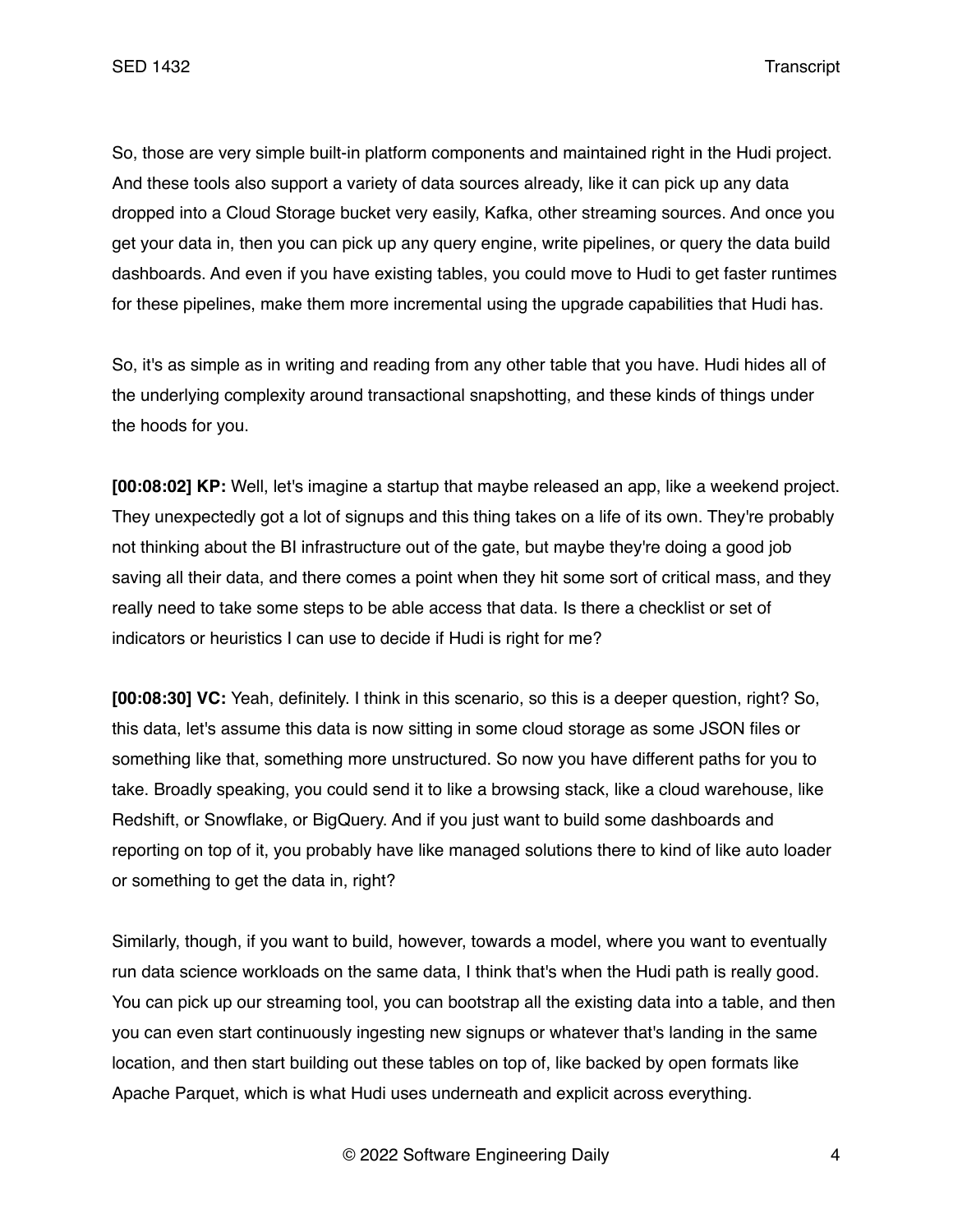So, those are very simple built-in platform components and maintained right in the Hudi project. And these tools also support a variety of data sources already, like it can pick up any data dropped into a Cloud Storage bucket very easily, Kafka, other streaming sources. And once you get your data in, then you can pick up any query engine, write pipelines, or query the data build dashboards. And even if you have existing tables, you could move to Hudi to get faster runtimes for these pipelines, make them more incremental using the upgrade capabilities that Hudi has.

So, it's as simple as in writing and reading from any other table that you have. Hudi hides all of the underlying complexity around transactional snapshotting, and these kinds of things under the hoods for you.

**[00:08:02] KP:** Well, let's imagine a startup that maybe released an app, like a weekend project. They unexpectedly got a lot of signups and this thing takes on a life of its own. They're probably not thinking about the BI infrastructure out of the gate, but maybe they're doing a good job saving all their data, and there comes a point when they hit some sort of critical mass, and they really need to take some steps to be able access that data. Is there a checklist or set of indicators or heuristics I can use to decide if Hudi is right for me?

**[00:08:30] VC:** Yeah, definitely. I think in this scenario, so this is a deeper question, right? So, this data, let's assume this data is now sitting in some cloud storage as some JSON files or something like that, something more unstructured. So now you have different paths for you to take. Broadly speaking, you could send it to like a browsing stack, like a cloud warehouse, like Redshift, or Snowflake, or BigQuery. And if you just want to build some dashboards and reporting on top of it, you probably have like managed solutions there to kind of like auto loader or something to get the data in, right?

Similarly, though, if you want to build, however, towards a model, where you want to eventually run data science workloads on the same data, I think that's when the Hudi path is really good. You can pick up our streaming tool, you can bootstrap all the existing data into a table, and then you can even start continuously ingesting new signups or whatever that's landing in the same location, and then start building out these tables on top of, like backed by open formats like Apache Parquet, which is what Hudi uses underneath and explicit across everything.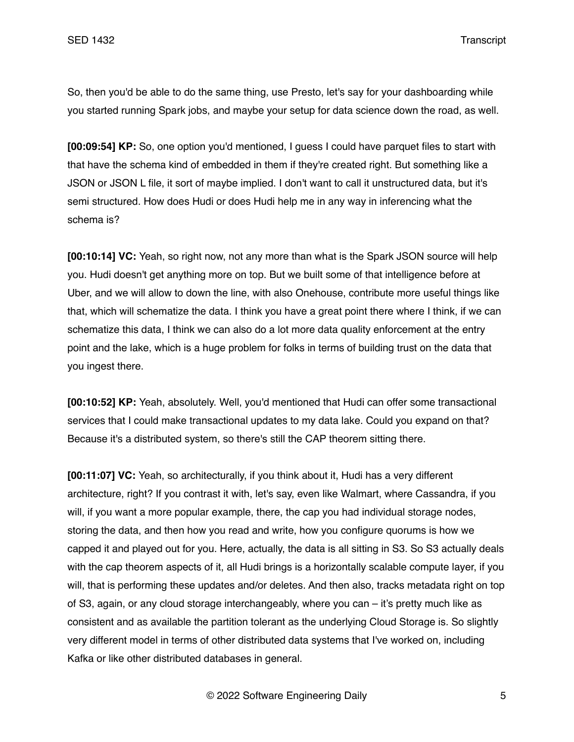So, then you'd be able to do the same thing, use Presto, let's say for your dashboarding while you started running Spark jobs, and maybe your setup for data science down the road, as well.

**[00:09:54] KP:** So, one option you'd mentioned, I guess I could have parquet files to start with that have the schema kind of embedded in them if they're created right. But something like a JSON or JSON L file, it sort of maybe implied. I don't want to call it unstructured data, but it's semi structured. How does Hudi or does Hudi help me in any way in inferencing what the schema is?

**[00:10:14] VC:** Yeah, so right now, not any more than what is the Spark JSON source will help you. Hudi doesn't get anything more on top. But we built some of that intelligence before at Uber, and we will allow to down the line, with also Onehouse, contribute more useful things like that, which will schematize the data. I think you have a great point there where I think, if we can schematize this data, I think we can also do a lot more data quality enforcement at the entry point and the lake, which is a huge problem for folks in terms of building trust on the data that you ingest there.

**[00:10:52] KP:** Yeah, absolutely. Well, you'd mentioned that Hudi can offer some transactional services that I could make transactional updates to my data lake. Could you expand on that? Because it's a distributed system, so there's still the CAP theorem sitting there.

**[00:11:07] VC:** Yeah, so architecturally, if you think about it, Hudi has a very different architecture, right? If you contrast it with, let's say, even like Walmart, where Cassandra, if you will, if you want a more popular example, there, the cap you had individual storage nodes, storing the data, and then how you read and write, how you configure quorums is how we capped it and played out for you. Here, actually, the data is all sitting in S3. So S3 actually deals with the cap theorem aspects of it, all Hudi brings is a horizontally scalable compute layer, if you will, that is performing these updates and/or deletes. And then also, tracks metadata right on top of S3, again, or any cloud storage interchangeably, where you can – it's pretty much like as consistent and as available the partition tolerant as the underlying Cloud Storage is. So slightly very different model in terms of other distributed data systems that I've worked on, including Kafka or like other distributed databases in general.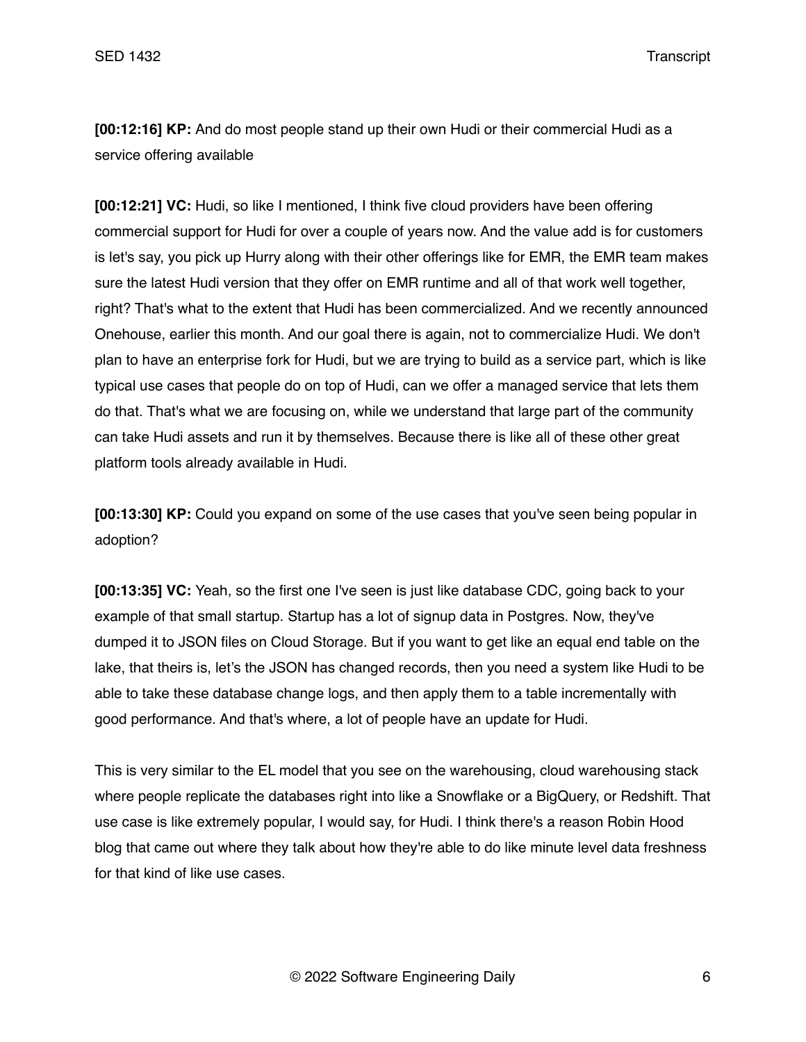**[00:12:16] KP:** And do most people stand up their own Hudi or their commercial Hudi as a service offering available

**[00:12:21] VC:** Hudi, so like I mentioned, I think five cloud providers have been offering commercial support for Hudi for over a couple of years now. And the value add is for customers is let's say, you pick up Hurry along with their other offerings like for EMR, the EMR team makes sure the latest Hudi version that they offer on EMR runtime and all of that work well together, right? That's what to the extent that Hudi has been commercialized. And we recently announced Onehouse, earlier this month. And our goal there is again, not to commercialize Hudi. We don't plan to have an enterprise fork for Hudi, but we are trying to build as a service part, which is like typical use cases that people do on top of Hudi, can we offer a managed service that lets them do that. That's what we are focusing on, while we understand that large part of the community can take Hudi assets and run it by themselves. Because there is like all of these other great platform tools already available in Hudi.

**[00:13:30] KP:** Could you expand on some of the use cases that you've seen being popular in adoption?

**[00:13:35] VC:** Yeah, so the first one I've seen is just like database CDC, going back to your example of that small startup. Startup has a lot of signup data in Postgres. Now, they've dumped it to JSON files on Cloud Storage. But if you want to get like an equal end table on the lake, that theirs is, let's the JSON has changed records, then you need a system like Hudi to be able to take these database change logs, and then apply them to a table incrementally with good performance. And that's where, a lot of people have an update for Hudi.

This is very similar to the EL model that you see on the warehousing, cloud warehousing stack where people replicate the databases right into like a Snowflake or a BigQuery, or Redshift. That use case is like extremely popular, I would say, for Hudi. I think there's a reason Robin Hood blog that came out where they talk about how they're able to do like minute level data freshness for that kind of like use cases.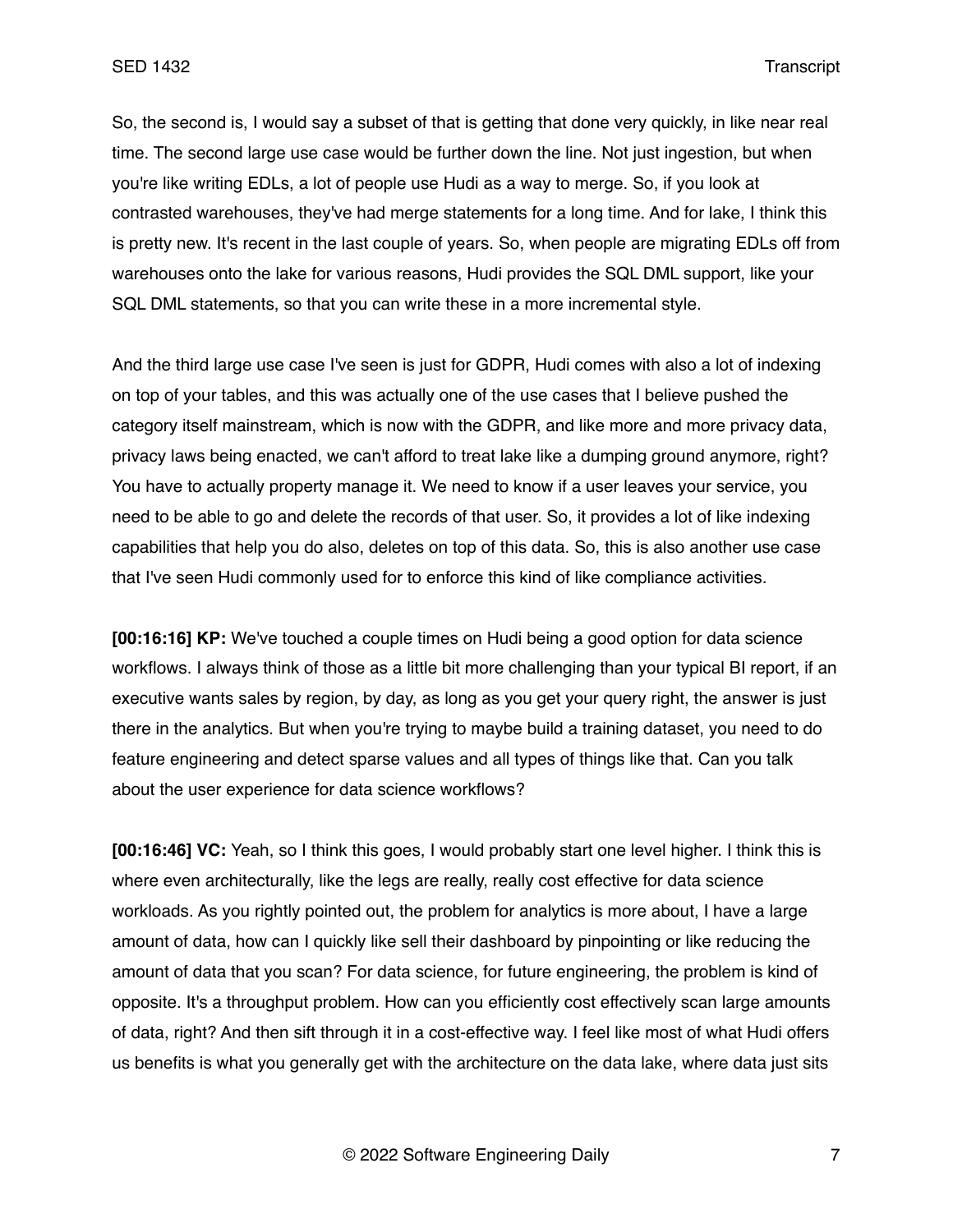So, the second is, I would say a subset of that is getting that done very quickly, in like near real time. The second large use case would be further down the line. Not just ingestion, but when you're like writing EDLs, a lot of people use Hudi as a way to merge. So, if you look at contrasted warehouses, they've had merge statements for a long time. And for lake, I think this is pretty new. It's recent in the last couple of years. So, when people are migrating EDLs off from warehouses onto the lake for various reasons, Hudi provides the SQL DML support, like your SQL DML statements, so that you can write these in a more incremental style.

And the third large use case I've seen is just for GDPR, Hudi comes with also a lot of indexing on top of your tables, and this was actually one of the use cases that I believe pushed the category itself mainstream, which is now with the GDPR, and like more and more privacy data, privacy laws being enacted, we can't afford to treat lake like a dumping ground anymore, right? You have to actually property manage it. We need to know if a user leaves your service, you need to be able to go and delete the records of that user. So, it provides a lot of like indexing capabilities that help you do also, deletes on top of this data. So, this is also another use case that I've seen Hudi commonly used for to enforce this kind of like compliance activities.

**[00:16:16] KP:** We've touched a couple times on Hudi being a good option for data science workflows. I always think of those as a little bit more challenging than your typical BI report, if an executive wants sales by region, by day, as long as you get your query right, the answer is just there in the analytics. But when you're trying to maybe build a training dataset, you need to do feature engineering and detect sparse values and all types of things like that. Can you talk about the user experience for data science workflows?

**[00:16:46] VC:** Yeah, so I think this goes, I would probably start one level higher. I think this is where even architecturally, like the legs are really, really cost effective for data science workloads. As you rightly pointed out, the problem for analytics is more about, I have a large amount of data, how can I quickly like sell their dashboard by pinpointing or like reducing the amount of data that you scan? For data science, for future engineering, the problem is kind of opposite. It's a throughput problem. How can you efficiently cost effectively scan large amounts of data, right? And then sift through it in a cost-effective way. I feel like most of what Hudi offers us benefits is what you generally get with the architecture on the data lake, where data just sits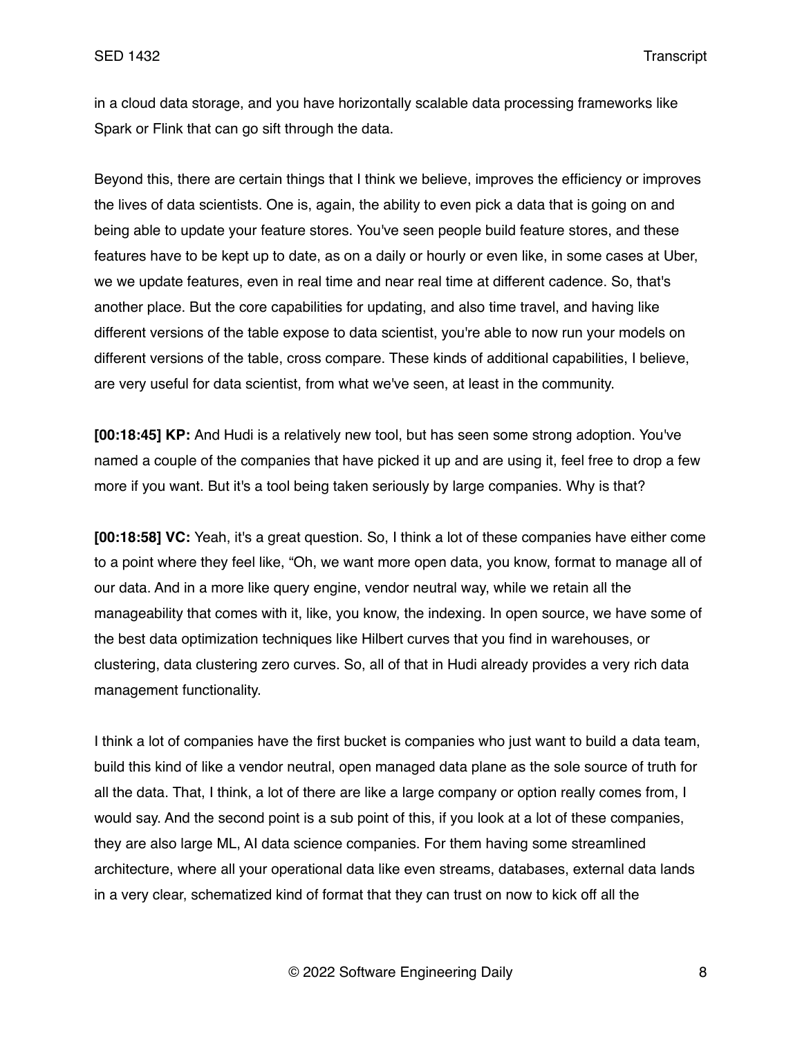in a cloud data storage, and you have horizontally scalable data processing frameworks like Spark or Flink that can go sift through the data.

Beyond this, there are certain things that I think we believe, improves the efficiency or improves the lives of data scientists. One is, again, the ability to even pick a data that is going on and being able to update your feature stores. You've seen people build feature stores, and these features have to be kept up to date, as on a daily or hourly or even like, in some cases at Uber, we we update features, even in real time and near real time at different cadence. So, that's another place. But the core capabilities for updating, and also time travel, and having like different versions of the table expose to data scientist, you're able to now run your models on different versions of the table, cross compare. These kinds of additional capabilities, I believe, are very useful for data scientist, from what we've seen, at least in the community.

**[00:18:45] KP:** And Hudi is a relatively new tool, but has seen some strong adoption. You've named a couple of the companies that have picked it up and are using it, feel free to drop a few more if you want. But it's a tool being taken seriously by large companies. Why is that?

**[00:18:58] VC:** Yeah, it's a great question. So, I think a lot of these companies have either come to a point where they feel like, "Oh, we want more open data, you know, format to manage all of our data. And in a more like query engine, vendor neutral way, while we retain all the manageability that comes with it, like, you know, the indexing. In open source, we have some of the best data optimization techniques like Hilbert curves that you find in warehouses, or clustering, data clustering zero curves. So, all of that in Hudi already provides a very rich data management functionality.

I think a lot of companies have the first bucket is companies who just want to build a data team, build this kind of like a vendor neutral, open managed data plane as the sole source of truth for all the data. That, I think, a lot of there are like a large company or option really comes from, I would say. And the second point is a sub point of this, if you look at a lot of these companies, they are also large ML, AI data science companies. For them having some streamlined architecture, where all your operational data like even streams, databases, external data lands in a very clear, schematized kind of format that they can trust on now to kick off all the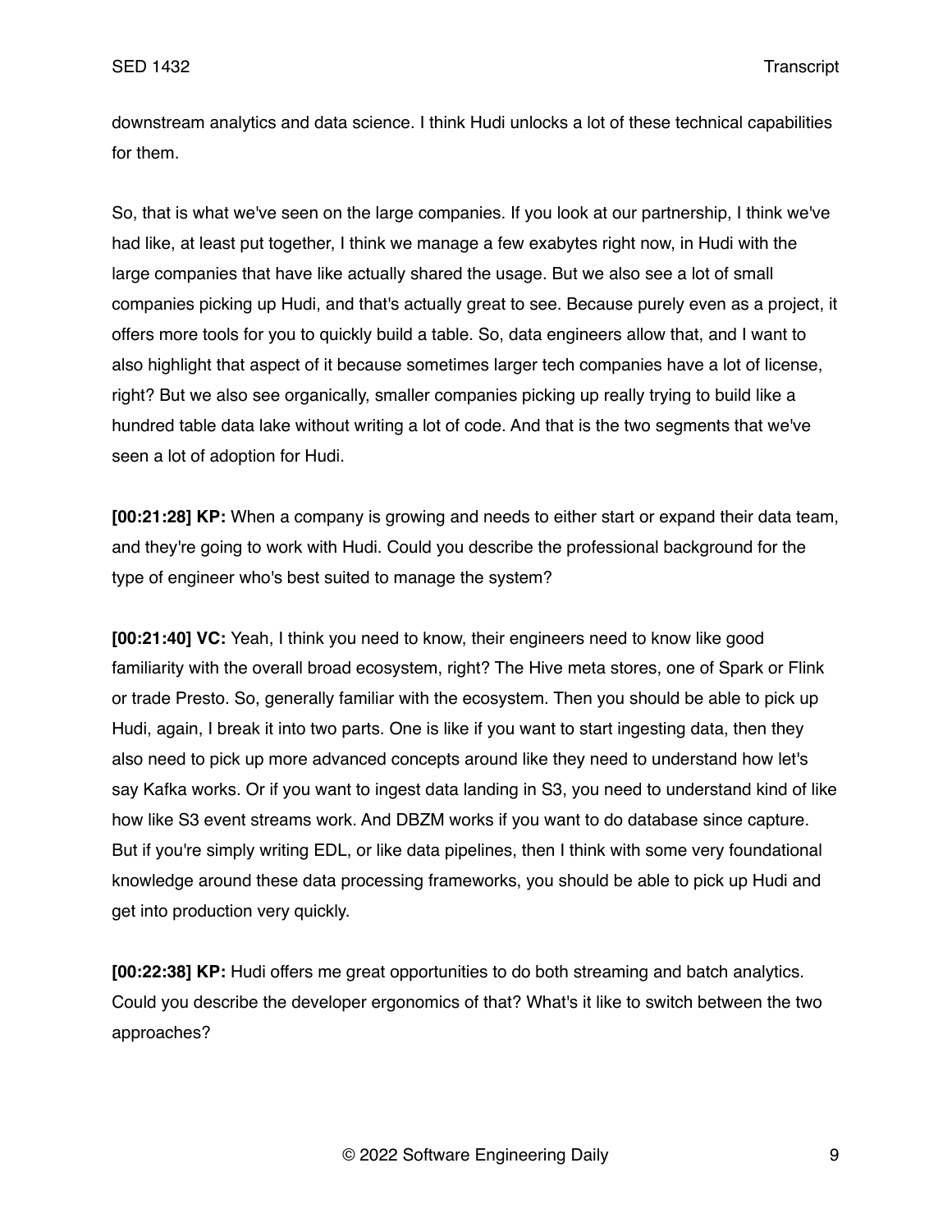downstream analytics and data science. I think Hudi unlocks a lot of these technical capabilities for them.

So, that is what we've seen on the large companies. If you look at our partnership, I think we've had like, at least put together, I think we manage a few exabytes right now, in Hudi with the large companies that have like actually shared the usage. But we also see a lot of small companies picking up Hudi, and that's actually great to see. Because purely even as a project, it offers more tools for you to quickly build a table. So, data engineers allow that, and I want to also highlight that aspect of it because sometimes larger tech companies have a lot of license, right? But we also see organically, smaller companies picking up really trying to build like a hundred table data lake without writing a lot of code. And that is the two segments that we've seen a lot of adoption for Hudi.

**[00:21:28] KP:** When a company is growing and needs to either start or expand their data team, and they're going to work with Hudi. Could you describe the professional background for the type of engineer who's best suited to manage the system?

**[00:21:40] VC:** Yeah, I think you need to know, their engineers need to know like good familiarity with the overall broad ecosystem, right? The Hive meta stores, one of Spark or Flink or trade Presto. So, generally familiar with the ecosystem. Then you should be able to pick up Hudi, again, I break it into two parts. One is like if you want to start ingesting data, then they also need to pick up more advanced concepts around like they need to understand how let's say Kafka works. Or if you want to ingest data landing in S3, you need to understand kind of like how like S3 event streams work. And DBZM works if you want to do database since capture. But if you're simply writing EDL, or like data pipelines, then I think with some very foundational knowledge around these data processing frameworks, you should be able to pick up Hudi and get into production very quickly.

**[00:22:38] KP:** Hudi offers me great opportunities to do both streaming and batch analytics. Could you describe the developer ergonomics of that? What's it like to switch between the two approaches?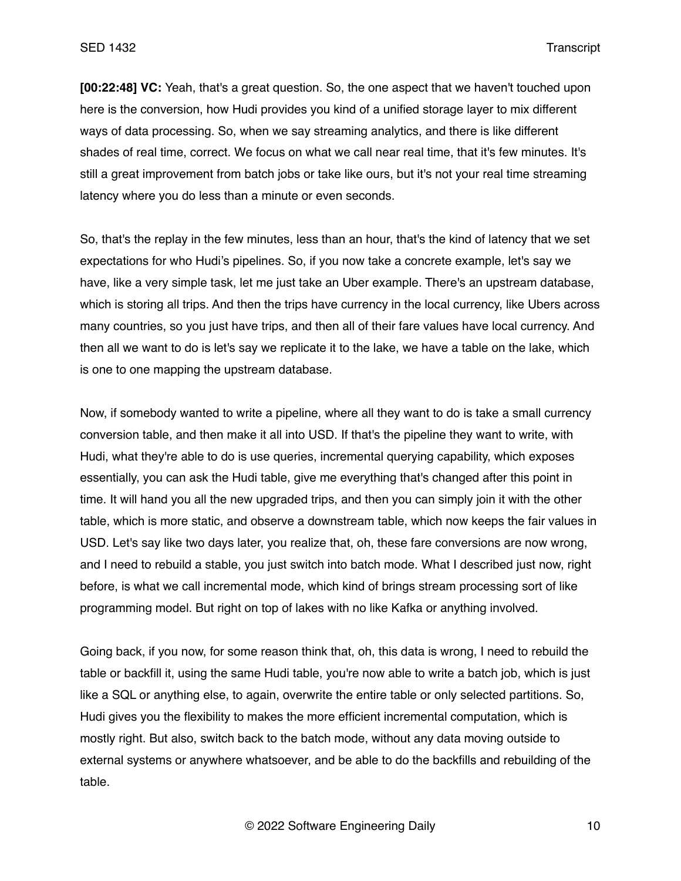**[00:22:48] VC:** Yeah, that's a great question. So, the one aspect that we haven't touched upon here is the conversion, how Hudi provides you kind of a unified storage layer to mix different ways of data processing. So, when we say streaming analytics, and there is like different shades of real time, correct. We focus on what we call near real time, that it's few minutes. It's still a great improvement from batch jobs or take like ours, but it's not your real time streaming latency where you do less than a minute or even seconds.

So, that's the replay in the few minutes, less than an hour, that's the kind of latency that we set expectations for who Hudi's pipelines. So, if you now take a concrete example, let's say we have, like a very simple task, let me just take an Uber example. There's an upstream database, which is storing all trips. And then the trips have currency in the local currency, like Ubers across many countries, so you just have trips, and then all of their fare values have local currency. And then all we want to do is let's say we replicate it to the lake, we have a table on the lake, which is one to one mapping the upstream database.

Now, if somebody wanted to write a pipeline, where all they want to do is take a small currency conversion table, and then make it all into USD. If that's the pipeline they want to write, with Hudi, what they're able to do is use queries, incremental querying capability, which exposes essentially, you can ask the Hudi table, give me everything that's changed after this point in time. It will hand you all the new upgraded trips, and then you can simply join it with the other table, which is more static, and observe a downstream table, which now keeps the fair values in USD. Let's say like two days later, you realize that, oh, these fare conversions are now wrong, and I need to rebuild a stable, you just switch into batch mode. What I described just now, right before, is what we call incremental mode, which kind of brings stream processing sort of like programming model. But right on top of lakes with no like Kafka or anything involved.

Going back, if you now, for some reason think that, oh, this data is wrong, I need to rebuild the table or backfill it, using the same Hudi table, you're now able to write a batch job, which is just like a SQL or anything else, to again, overwrite the entire table or only selected partitions. So, Hudi gives you the flexibility to makes the more efficient incremental computation, which is mostly right. But also, switch back to the batch mode, without any data moving outside to external systems or anywhere whatsoever, and be able to do the backfills and rebuilding of the table.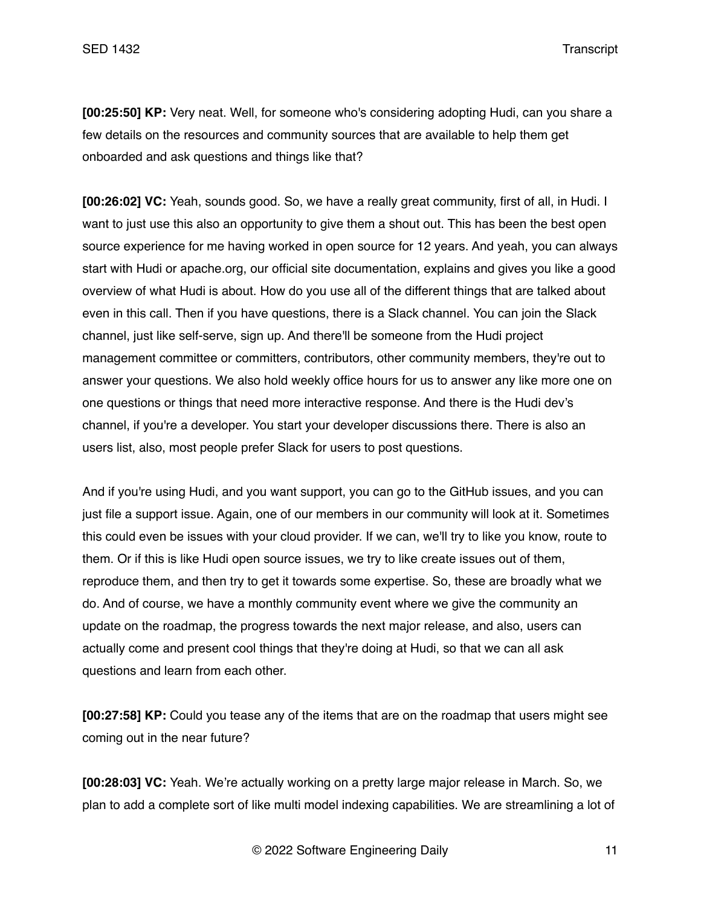**[00:25:50] KP:** Very neat. Well, for someone who's considering adopting Hudi, can you share a few details on the resources and community sources that are available to help them get onboarded and ask questions and things like that?

**[00:26:02] VC:** Yeah, sounds good. So, we have a really great community, first of all, in Hudi. I want to just use this also an opportunity to give them a shout out. This has been the best open source experience for me having worked in open source for 12 years. And yeah, you can always start with Hudi or apache.org, our official site documentation, explains and gives you like a good overview of what Hudi is about. How do you use all of the different things that are talked about even in this call. Then if you have questions, there is a Slack channel. You can join the Slack channel, just like self-serve, sign up. And there'll be someone from the Hudi project management committee or committers, contributors, other community members, they're out to answer your questions. We also hold weekly office hours for us to answer any like more one on one questions or things that need more interactive response. And there is the Hudi dev's channel, if you're a developer. You start your developer discussions there. There is also an users list, also, most people prefer Slack for users to post questions.

And if you're using Hudi, and you want support, you can go to the GitHub issues, and you can just file a support issue. Again, one of our members in our community will look at it. Sometimes this could even be issues with your cloud provider. If we can, we'll try to like you know, route to them. Or if this is like Hudi open source issues, we try to like create issues out of them, reproduce them, and then try to get it towards some expertise. So, these are broadly what we do. And of course, we have a monthly community event where we give the community an update on the roadmap, the progress towards the next major release, and also, users can actually come and present cool things that they're doing at Hudi, so that we can all ask questions and learn from each other.

**[00:27:58] KP:** Could you tease any of the items that are on the roadmap that users might see coming out in the near future?

**[00:28:03] VC:** Yeah. We're actually working on a pretty large major release in March. So, we plan to add a complete sort of like multi model indexing capabilities. We are streamlining a lot of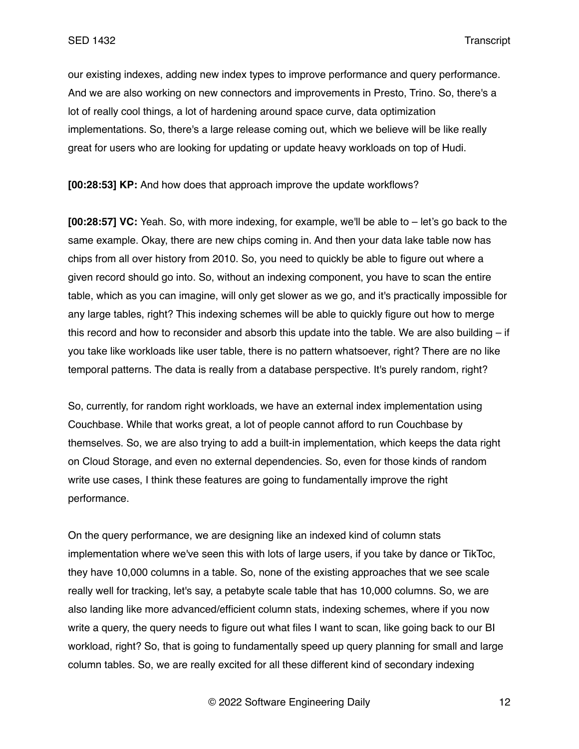our existing indexes, adding new index types to improve performance and query performance. And we are also working on new connectors and improvements in Presto, Trino. So, there's a lot of really cool things, a lot of hardening around space curve, data optimization implementations. So, there's a large release coming out, which we believe will be like really great for users who are looking for updating or update heavy workloads on top of Hudi.

**[00:28:53] KP:** And how does that approach improve the update workflows?

**[00:28:57] VC:** Yeah. So, with more indexing, for example, we'll be able to – let's go back to the same example. Okay, there are new chips coming in. And then your data lake table now has chips from all over history from 2010. So, you need to quickly be able to figure out where a given record should go into. So, without an indexing component, you have to scan the entire table, which as you can imagine, will only get slower as we go, and it's practically impossible for any large tables, right? This indexing schemes will be able to quickly figure out how to merge this record and how to reconsider and absorb this update into the table. We are also building – if you take like workloads like user table, there is no pattern whatsoever, right? There are no like temporal patterns. The data is really from a database perspective. It's purely random, right?

So, currently, for random right workloads, we have an external index implementation using Couchbase. While that works great, a lot of people cannot afford to run Couchbase by themselves. So, we are also trying to add a built-in implementation, which keeps the data right on Cloud Storage, and even no external dependencies. So, even for those kinds of random write use cases, I think these features are going to fundamentally improve the right performance.

On the query performance, we are designing like an indexed kind of column stats implementation where we've seen this with lots of large users, if you take by dance or TikToc, they have 10,000 columns in a table. So, none of the existing approaches that we see scale really well for tracking, let's say, a petabyte scale table that has 10,000 columns. So, we are also landing like more advanced/efficient column stats, indexing schemes, where if you now write a query, the query needs to figure out what files I want to scan, like going back to our BI workload, right? So, that is going to fundamentally speed up query planning for small and large column tables. So, we are really excited for all these different kind of secondary indexing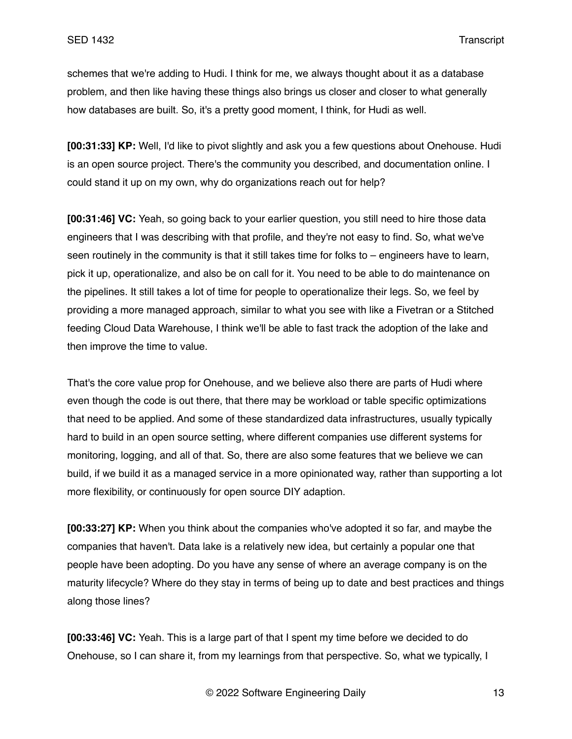schemes that we're adding to Hudi. I think for me, we always thought about it as a database problem, and then like having these things also brings us closer and closer to what generally how databases are built. So, it's a pretty good moment, I think, for Hudi as well.

**[00:31:33] KP:** Well, I'd like to pivot slightly and ask you a few questions about Onehouse. Hudi is an open source project. There's the community you described, and documentation online. I could stand it up on my own, why do organizations reach out for help?

**[00:31:46] VC:** Yeah, so going back to your earlier question, you still need to hire those data engineers that I was describing with that profile, and they're not easy to find. So, what we've seen routinely in the community is that it still takes time for folks to – engineers have to learn, pick it up, operationalize, and also be on call for it. You need to be able to do maintenance on the pipelines. It still takes a lot of time for people to operationalize their legs. So, we feel by providing a more managed approach, similar to what you see with like a Fivetran or a Stitched feeding Cloud Data Warehouse, I think we'll be able to fast track the adoption of the lake and then improve the time to value.

That's the core value prop for Onehouse, and we believe also there are parts of Hudi where even though the code is out there, that there may be workload or table specific optimizations that need to be applied. And some of these standardized data infrastructures, usually typically hard to build in an open source setting, where different companies use different systems for monitoring, logging, and all of that. So, there are also some features that we believe we can build, if we build it as a managed service in a more opinionated way, rather than supporting a lot more flexibility, or continuously for open source DIY adaption.

**[00:33:27] KP:** When you think about the companies who've adopted it so far, and maybe the companies that haven't. Data lake is a relatively new idea, but certainly a popular one that people have been adopting. Do you have any sense of where an average company is on the maturity lifecycle? Where do they stay in terms of being up to date and best practices and things along those lines?

**[00:33:46] VC:** Yeah. This is a large part of that I spent my time before we decided to do Onehouse, so I can share it, from my learnings from that perspective. So, what we typically, I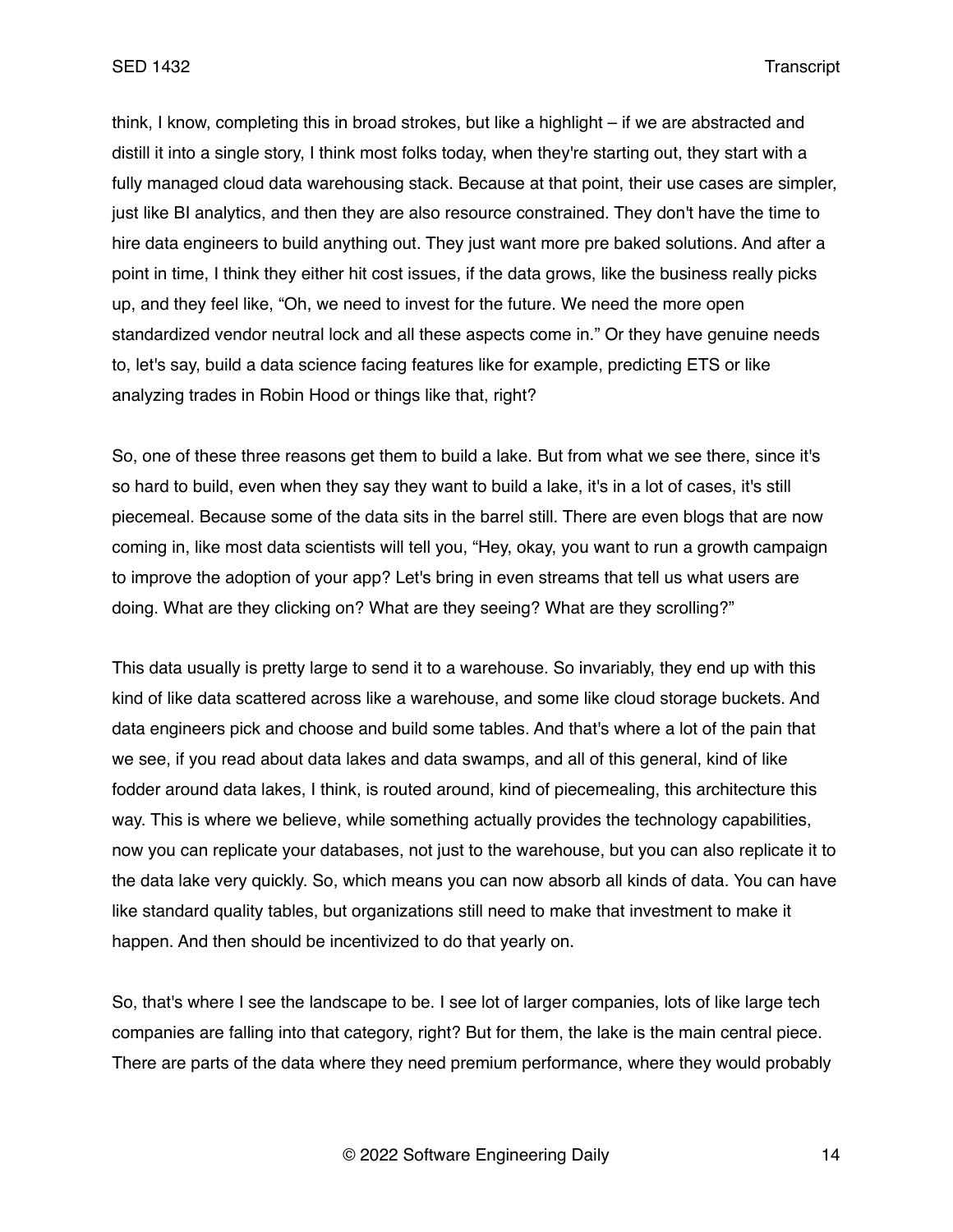think, I know, completing this in broad strokes, but like a highlight – if we are abstracted and distill it into a single story, I think most folks today, when they're starting out, they start with a fully managed cloud data warehousing stack. Because at that point, their use cases are simpler, just like BI analytics, and then they are also resource constrained. They don't have the time to hire data engineers to build anything out. They just want more pre baked solutions. And after a point in time, I think they either hit cost issues, if the data grows, like the business really picks up, and they feel like, "Oh, we need to invest for the future. We need the more open standardized vendor neutral lock and all these aspects come in." Or they have genuine needs to, let's say, build a data science facing features like for example, predicting ETS or like analyzing trades in Robin Hood or things like that, right?

So, one of these three reasons get them to build a lake. But from what we see there, since it's so hard to build, even when they say they want to build a lake, it's in a lot of cases, it's still piecemeal. Because some of the data sits in the barrel still. There are even blogs that are now coming in, like most data scientists will tell you, "Hey, okay, you want to run a growth campaign to improve the adoption of your app? Let's bring in even streams that tell us what users are doing. What are they clicking on? What are they seeing? What are they scrolling?"

This data usually is pretty large to send it to a warehouse. So invariably, they end up with this kind of like data scattered across like a warehouse, and some like cloud storage buckets. And data engineers pick and choose and build some tables. And that's where a lot of the pain that we see, if you read about data lakes and data swamps, and all of this general, kind of like fodder around data lakes, I think, is routed around, kind of piecemealing, this architecture this way. This is where we believe, while something actually provides the technology capabilities, now you can replicate your databases, not just to the warehouse, but you can also replicate it to the data lake very quickly. So, which means you can now absorb all kinds of data. You can have like standard quality tables, but organizations still need to make that investment to make it happen. And then should be incentivized to do that yearly on.

So, that's where I see the landscape to be. I see lot of larger companies, lots of like large tech companies are falling into that category, right? But for them, the lake is the main central piece. There are parts of the data where they need premium performance, where they would probably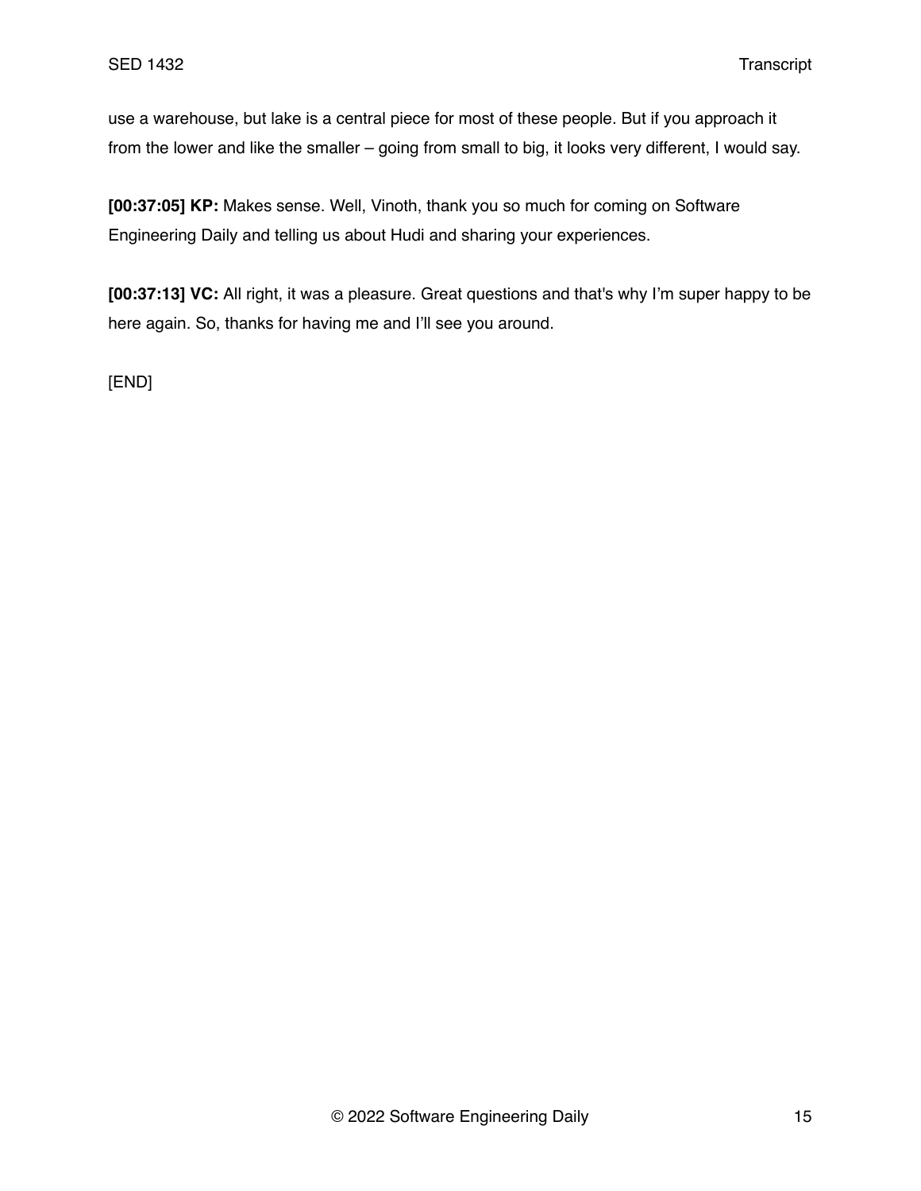use a warehouse, but lake is a central piece for most of these people. But if you approach it from the lower and like the smaller – going from small to big, it looks very different, I would say.

**[00:37:05] KP:** Makes sense. Well, Vinoth, thank you so much for coming on Software Engineering Daily and telling us about Hudi and sharing your experiences.

**[00:37:13] VC:** All right, it was a pleasure. Great questions and that's why I'm super happy to be here again. So, thanks for having me and I'll see you around.

[END]